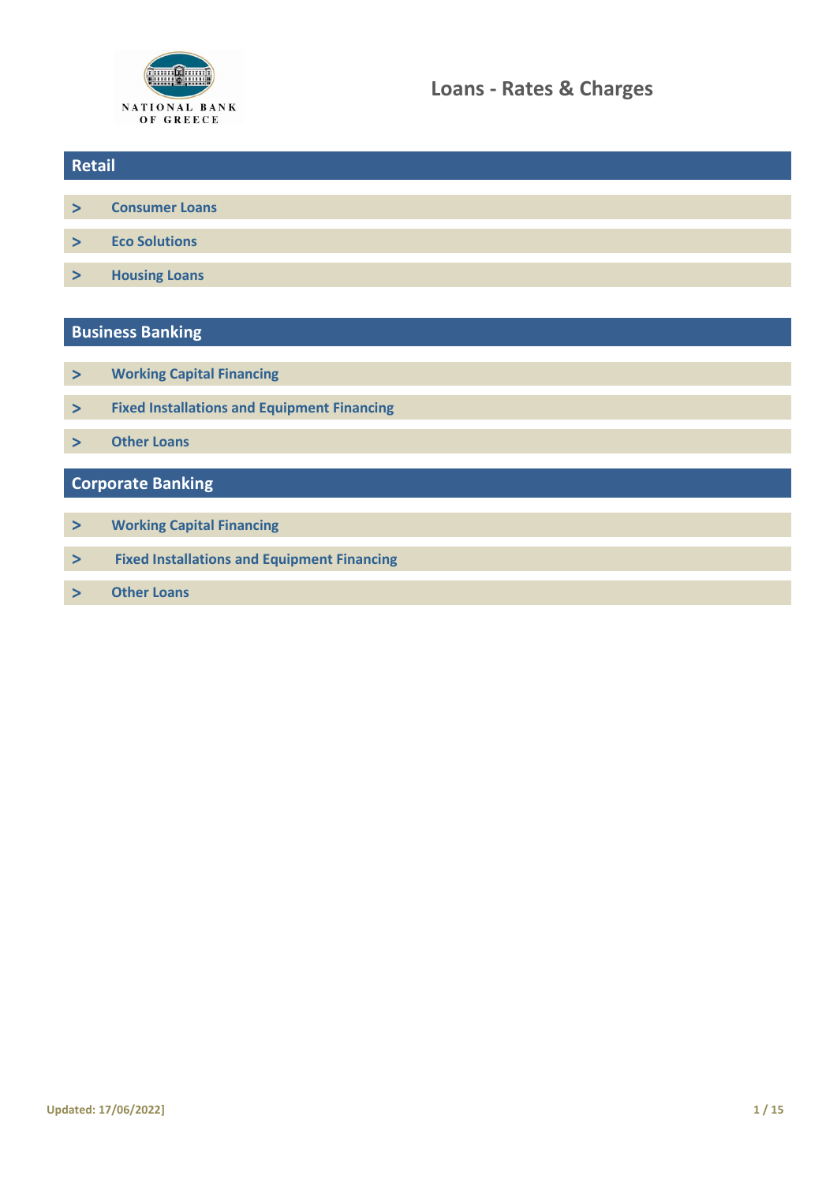# Loans - Rates & Charges

## Retail

- Consumer Loans
- Eco Solutions
- Housing Loans

## Business Banking

- Working Capital Financing
- Fixed Installations and Equipment Financing
- Other Loans

## Corporate Banking

- Working Capital Financing
- Fixed Installations and Equipment Financing
- Other Loans

Updated: 17/06/2022]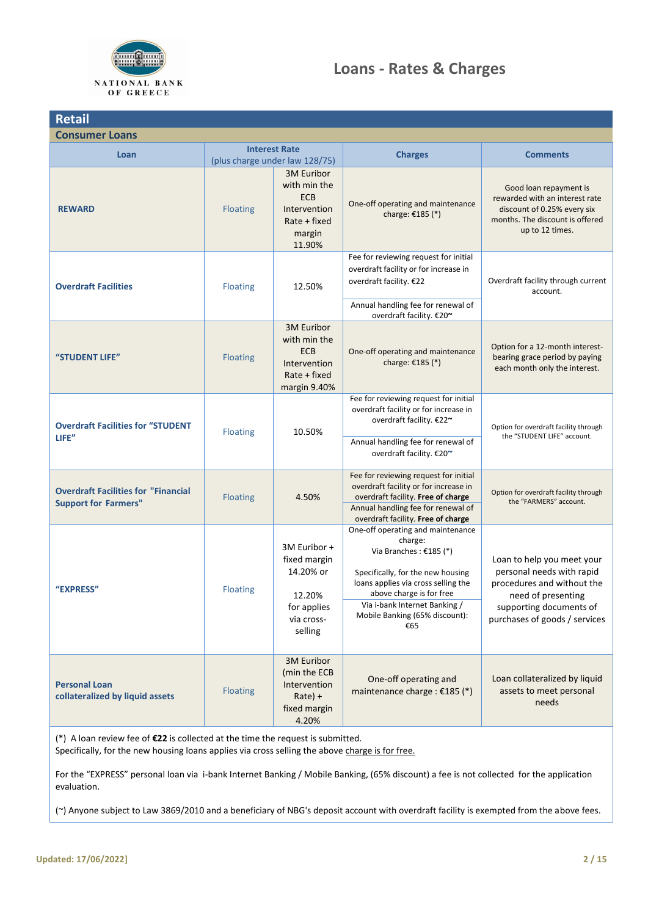# Loans - Rates & Charges

## Retail

### Consumer Loans

| Loan | Interest Rate (plus charge under law 128/75) | | Charges | Comments |
|---|---|---|---|---|
| **REWARD** | Floating | 3M Euribor with min the ECB Intervention Rate + fixed margin 11.90% | One-off operating and maintenance charge: €185 (*) | Good loan repayment is rewarded with an interest rate discount of 0.25% every six months. The discount is offered up to 12 times. |
| **Overdraft Facilities** | Floating | 12.50% | Fee for reviewing request for initial overdraft facility or for increase in overdraft facility. €22<br><br>Annual handling fee for renewal of overdraft facility. €20~ | Overdraft facility through current account. |
| **"STUDENT LIFE"** | Floating | 3M Euribor with min the ECB Intervention Rate + fixed margin 9.40% | One-off operating and maintenance charge: €185 (*) | Option for a 12-month interest-bearing grace period by paying each month only the interest. |
| **Overdraft Facilities for "STUDENT LIFE"** | Floating | 10.50% | Fee for reviewing request for initial overdraft facility or for increase in overdraft facility. €22~<br><br>Annual handling fee for renewal of overdraft facility. €20~ | Option for overdraft facility through the "STUDENT LIFE" account. |
| **Overdraft Facilities for "Financial Support for Farmers"** | Floating | 4.50% | Fee for reviewing request for initial overdraft facility or for increase in overdraft facility. **Free of charge**<br><br>Annual handling fee for renewal of overdraft facility. **Free of charge** | Option for overdraft facility through the "FARMERS" account. |
| **"EXPRESS"** | Floating | 3M Euribor + fixed margin 14.20% or<br><br>12.20% for applies via cross-selling | One-off operating and maintenance charge:<br>Via Branches : €185 (*)<br><br>Specifically, for the new housing loans applies via cross selling the above charge is for free<br><br>Via i-bank Internet Banking / Mobile Banking (65% discount): €65 | Loan to help you meet your personal needs with rapid procedures and without the need of presenting supporting documents of purchases of goods / services |
| **Personal Loan collateralized by liquid assets** | Floating | 3M Euribor (min the ECB Intervention Rate) + fixed margin 4.20% | One-off operating and maintenance charge : €185 (*) | Loan collateralized by liquid assets to meet personal needs |

(*) A loan review fee of **€22** is collected at the time the request is submitted.
Specifically, for the new housing loans applies via cross selling the above charge is for free.

For the "EXPRESS" personal loan via i-bank Internet Banking / Mobile Banking, (65% discount) a fee is not collected for the application evaluation.

(~) Anyone subject to Law 3869/2010 and a beneficiary of NBG's deposit account with overdraft facility is exempted from the above fees.

Updated: 17/06/2022]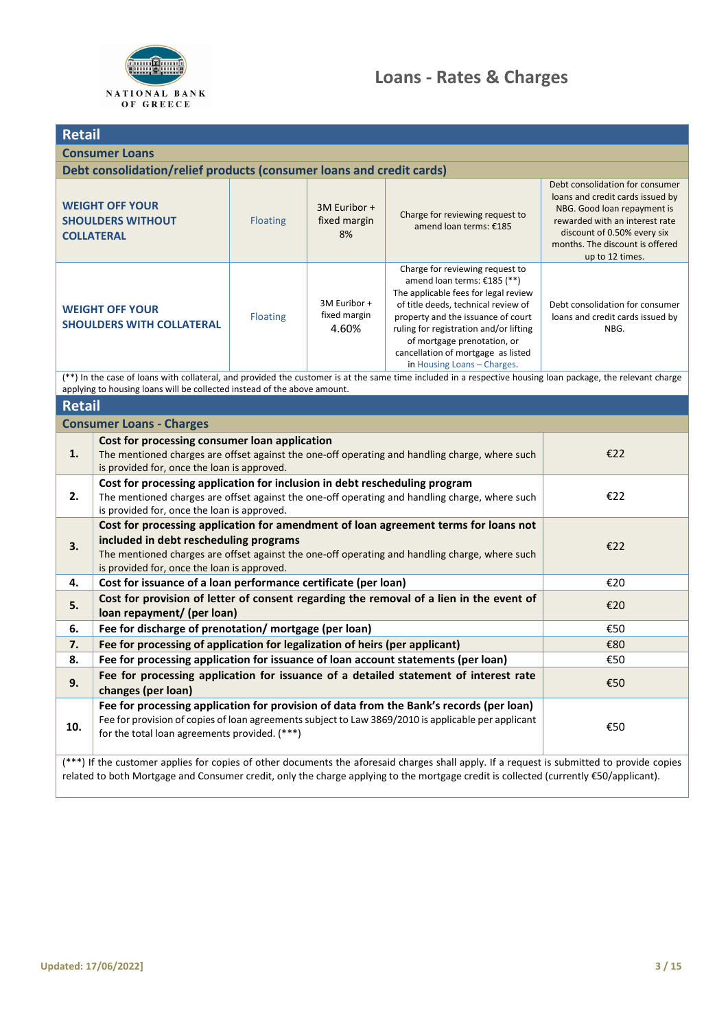## Retail

### Consumer Loans

#### Debt consolidation/relief products (consumer loans and credit cards)

| | | | | |
|---|---|---|---|---|
| **WEIGHT OFF YOUR SHOULDERS WITHOUT COLLATERAL** | Floating | 3M Euribor + fixed margin 8% | Charge for reviewing request to amend loan terms: €185 | Debt consolidation for consumer loans and credit cards issued by NBG. Good loan repayment is rewarded with an interest rate discount of 0.50% every six months. The discount is offered up to 12 times. |
| **WEIGHT OFF YOUR SHOULDERS WITH COLLATERAL** | Floating | 3M Euribor + fixed margin 4.60% | Charge for reviewing request to amend loan terms: €185 (**) The applicable fees for legal review of title deeds, technical review of property and the issuance of court ruling for registration and/or lifting of mortgage prenotation, or cancellation of mortgage as listed in Housing Loans – Charges. | Debt consolidation for consumer loans and credit cards issued by NBG. |

(**) In the case of loans with collateral, and provided the customer is at the same time included in a respective housing loan package, the relevant charge applying to housing loans will be collected instead of the above amount.

## Retail

### Consumer Loans - Charges

| | | |
|---|---|---|
| **1.** | **Cost for processing consumer loan application**<br>The mentioned charges are offset against the one-off operating and handling charge, where such is provided for, once the loan is approved. | €22 |
| **2.** | **Cost for processing application for inclusion in debt rescheduling program**<br>The mentioned charges are offset against the one-off operating and handling charge, where such is provided for, once the loan is approved. | €22 |
| **3.** | **Cost for processing application for amendment of loan agreement terms for loans not included in debt rescheduling programs**<br>The mentioned charges are offset against the one-off operating and handling charge, where such is provided for, once the loan is approved. | €22 |
| **4.** | **Cost for issuance of a loan performance certificate (per loan)** | €20 |
| **5.** | **Cost for provision of letter of consent regarding the removal of a lien in the event of loan repayment/ (per loan)** | €20 |
| **6.** | **Fee for discharge of prenotation/ mortgage (per loan)** | €50 |
| **7.** | **Fee for processing of application for legalization of heirs (per applicant)** | €80 |
| **8.** | **Fee for processing application for issuance of loan account statements (per loan)** | €50 |
| **9.** | **Fee for processing application for issuance of a detailed statement of interest rate changes (per loan)** | €50 |
| **10.** | **Fee for processing application for provision of data from the Bank's records (per loan)**<br>Fee for provision of copies of loan agreements subject to Law 3869/2010 is applicable per applicant for the total loan agreements provided. (***) | €50 |

(***) If the customer applies for copies of other documents the aforesaid charges shall apply. If a request is submitted to provide copies related to both Mortgage and Consumer credit, only the charge applying to the mortgage credit is collected (currently €50/applicant).

Updated: 17/06/2022]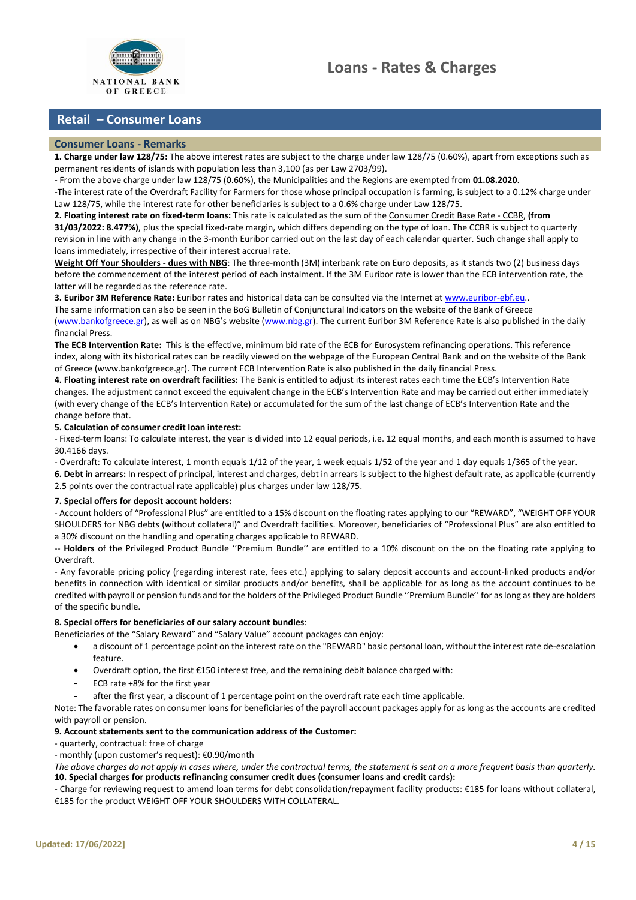# Loans - Rates & Charges

## Retail – Consumer Loans

### Consumer Loans - Remarks

**1. Charge under law 128/75:** The above interest rates are subject to the charge under law 128/75 (0.60%), apart from exceptions such as permanent residents of islands with population less than 3,100 (as per Law 2703/99).

**-** From the above charge under law 128/75 (0.60%), the Municipalities and the Regions are exempted from **01.08.2020**.

**-**The interest rate of the Overdraft Facility for Farmers for those whose principal occupation is farming, is subject to a 0.12% charge under Law 128/75, while the interest rate for other beneficiaries is subject to a 0.6% charge under Law 128/75.

**2. Floating interest rate on fixed-term loans:** This rate is calculated as the sum of the Consumer Credit Base Rate - CCBR, **(from 31/03/2022: 8.477%)**, plus the special fixed-rate margin, which differs depending on the type of loan. The CCBR is subject to quarterly revision in line with any change in the 3-month Euribor carried out on the last day of each calendar quarter. Such change shall apply to loans immediately, irrespective of their interest accrual rate.

**Weight Off Your Shoulders - dues with NBG**: The three-month (3M) interbank rate on Euro deposits, as it stands two (2) business days before the commencement of the interest period of each instalment. If the 3M Euribor rate is lower than the ECB intervention rate, the latter will be regarded as the reference rate.

**3. Euribor 3M Reference Rate:** Euribor rates and historical data can be consulted via the Internet at www.euribor-ebf.eu..

The same information can also be seen in the BoG Bulletin of Conjunctural Indicators on the website of the Bank of Greece (www.bankofgreece.gr), as well as on NBG's website (www.nbg.gr). The current Euribor 3M Reference Rate is also published in the daily financial Press.

**The ECB Intervention Rate:** This is the effective, minimum bid rate of the ECB for Eurosystem refinancing operations. This reference index, along with its historical rates can be readily viewed on the webpage of the European Central Bank and on the website of the Bank of Greece (www.bankofgreece.gr). The current ECB Intervention Rate is also published in the daily financial Press.

**4. Floating interest rate on overdraft facilities:** The Bank is entitled to adjust its interest rates each time the ECB's Intervention Rate changes. The adjustment cannot exceed the equivalent change in the ECB's Intervention Rate and may be carried out either immediately (with every change of the ECB's Intervention Rate) or accumulated for the sum of the last change of ECB's Intervention Rate and the change before that.

**5. Calculation of consumer credit loan interest:**

- Fixed-term loans: To calculate interest, the year is divided into 12 equal periods, i.e. 12 equal months, and each month is assumed to have 30.4166 days.

- Overdraft: To calculate interest, 1 month equals 1/12 of the year, 1 week equals 1/52 of the year and 1 day equals 1/365 of the year.

**6. Debt in arrears:** In respect of principal, interest and charges, debt in arrears is subject to the highest default rate, as applicable (currently 2.5 points over the contractual rate applicable) plus charges under law 128/75.

**7. Special offers for deposit account holders:**

- Account holders of "Professional Plus" are entitled to a 15% discount on the floating rates applying to our "REWARD", "WEIGHT OFF YOUR SHOULDERS for NBG debts (without collateral)" and Overdraft facilities. Moreover, beneficiaries of "Professional Plus" are also entitled to a 30% discount on the handling and operating charges applicable to REWARD.

-- **Holders** of the Privileged Product Bundle ''Premium Bundle'' are entitled to a 10% discount on the on the floating rate applying to Overdraft.

- Any favorable pricing policy (regarding interest rate, fees etc.) applying to salary deposit accounts and account-linked products and/or benefits in connection with identical or similar products and/or benefits, shall be applicable for as long as the account continues to be credited with payroll or pension funds and for the holders of the Privileged Product Bundle ''Premium Bundle'' for as long as they are holders of the specific bundle.

**8. Special offers for beneficiaries of our salary account bundles**:

Beneficiaries of the "Salary Reward" and "Salary Value" account packages can enjoy:

- a discount of 1 percentage point on the interest rate on the "REWARD" basic personal loan, without the interest rate de-escalation feature.
- Overdraft option, the first €150 interest free, and the remaining debit balance charged with:
  - ECB rate +8% for the first year
  - after the first year, a discount of 1 percentage point on the overdraft rate each time applicable.

Note: The favorable rates on consumer loans for beneficiaries of the payroll account packages apply for as long as the accounts are credited with payroll or pension.

**9. Account statements sent to the communication address of the Customer:**

- quarterly, contractual: free of charge

- monthly (upon customer's request): €0.90/month

*The above charges do not apply in cases where, under the contractual terms, the statement is sent on a more frequent basis than quarterly.*

**10. Special charges for products refinancing consumer credit dues (consumer loans and credit cards):**

**-** Charge for reviewing request to amend loan terms for debt consolidation/repayment facility products: €185 for loans without collateral, €185 for the product WEIGHT OFF YOUR SHOULDERS WITH COLLATERAL.

**Updated: 17/06/2022]**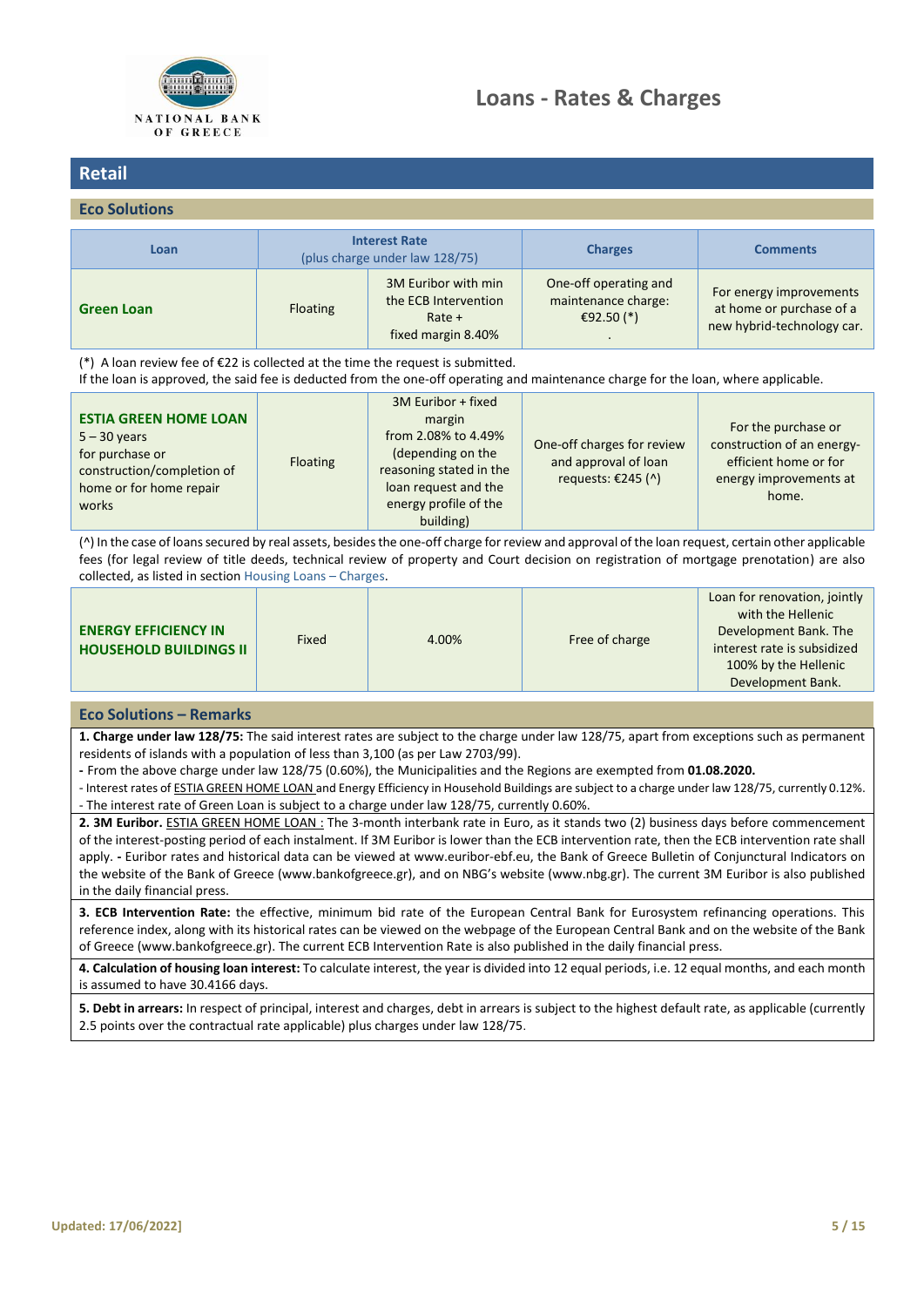# Loans - Rates & Charges

## Retail

### Eco Solutions

| Loan | Interest Rate (plus charge under law 128/75) | | Charges | Comments |
|---|---|---|---|---|
| **Green Loan** | Floating | 3M Euribor with min the ECB Intervention Rate + fixed margin 8.40% | One-off operating and maintenance charge: €92.50 (*) . | For energy improvements at home or purchase of a new hybrid-technology car. |

(*) A loan review fee of €22 is collected at the time the request is submitted.
If the loan is approved, the said fee is deducted from the one-off operating and maintenance charge for the loan, where applicable.

| Loan | Interest Rate (plus charge under law 128/75) | | Charges | Comments |
|---|---|---|---|---|
| **ESTIA GREEN HOME LOAN** 5 – 30 years for purchase or construction/completion of home or for home repair works | Floating | 3M Euribor + fixed margin from 2.08% to 4.49% (depending on the reasoning stated in the loan request and the energy profile of the building) | One-off charges for review and approval of loan requests: €245 (^) | For the purchase or construction of an energy-efficient home or for energy improvements at home. |

(^) In the case of loans secured by real assets, besides the one-off charge for review and approval of the loan request, certain other applicable fees (for legal review of title deeds, technical review of property and Court decision on registration of mortgage prenotation) are also collected, as listed in section Housing Loans – Charges.

| Loan | Interest Rate (plus charge under law 128/75) | | Charges | Comments |
|---|---|---|---|---|
| **ENERGY EFFICIENCY IN HOUSEHOLD BUILDINGS II** | Fixed | 4.00% | Free of charge | Loan for renovation, jointly with the Hellenic Development Bank. The interest rate is subsidized 100% by the Hellenic Development Bank. |

### Eco Solutions – Remarks

**1. Charge under law 128/75:** The said interest rates are subject to the charge under law 128/75, apart from exceptions such as permanent residents of islands with a population of less than 3,100 (as per Law 2703/99).

**-** From the above charge under law 128/75 (0.60%), the Municipalities and the Regions are exempted from **01.08.2020.**

- Interest rates of ESTIA GREEN HOME LOAN and Energy Efficiency in Household Buildings are subject to a charge under law 128/75, currently 0.12%.
- The interest rate of Green Loan is subject to a charge under law 128/75, currently 0.60%.

**2. 3M Euribor.** ESTIA GREEN HOME LOAN : The 3-month interbank rate in Euro, as it stands two (2) business days before commencement of the interest-posting period of each instalment. If 3M Euribor is lower than the ECB intervention rate, then the ECB intervention rate shall apply. **-** Euribor rates and historical data can be viewed at www.euribor-ebf.eu, the Bank of Greece Bulletin of Conjunctural Indicators on the website of the Bank of Greece (www.bankofgreece.gr), and on NBG's website (www.nbg.gr). The current 3M Euribor is also published in the daily financial press.

**3. ECB Intervention Rate:** the effective, minimum bid rate of the European Central Bank for Eurosystem refinancing operations. This reference index, along with its historical rates can be viewed on the webpage of the European Central Bank and on the website of the Bank of Greece (www.bankofgreece.gr). The current ECB Intervention Rate is also published in the daily financial press.

**4. Calculation of housing loan interest:** To calculate interest, the year is divided into 12 equal periods, i.e. 12 equal months, and each month is assumed to have 30.4166 days.

**5. Debt in arrears:** In respect of principal, interest and charges, debt in arrears is subject to the highest default rate, as applicable (currently 2.5 points over the contractual rate applicable) plus charges under law 128/75.

Updated: 17/06/2022]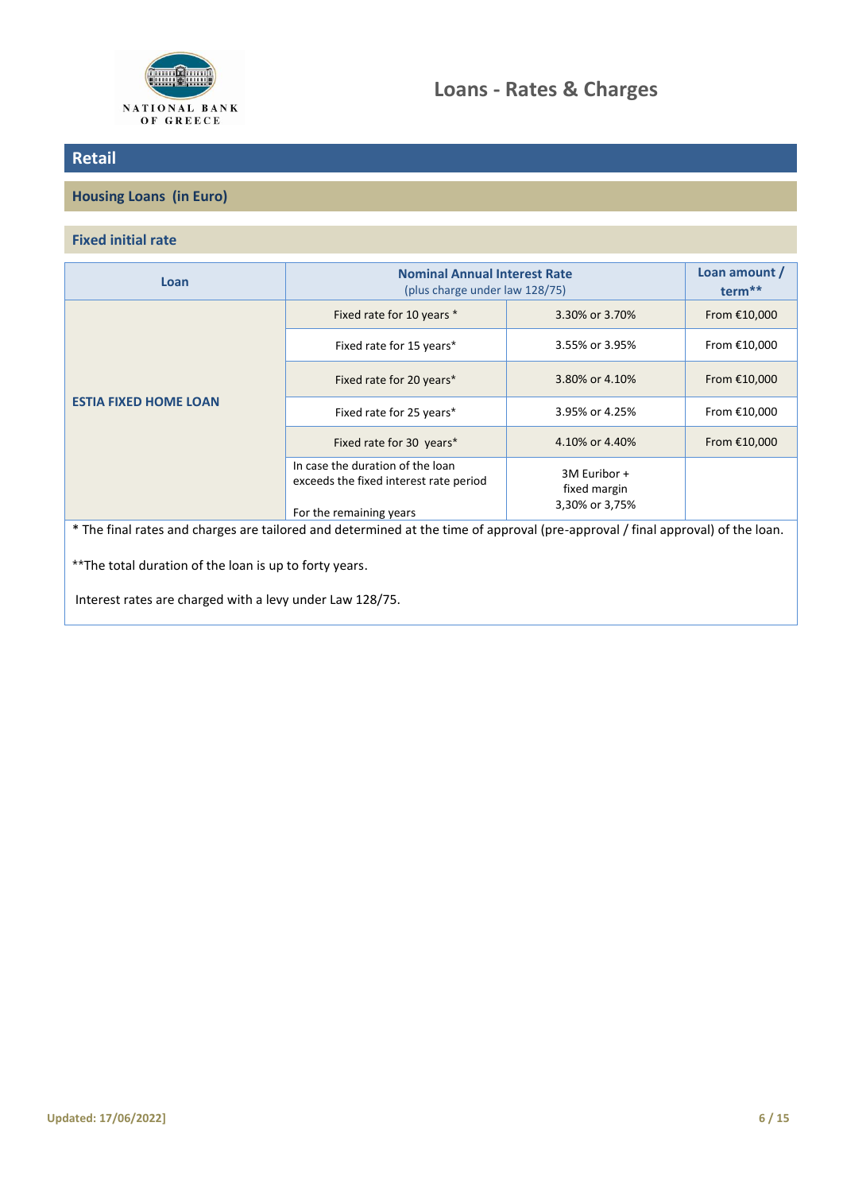## Loans - Rates & Charges

# Retail

## Housing Loans (in Euro)

### Fixed initial rate

| Loan | Nominal Annual Interest Rate (plus charge under law 128/75) | | Loan amount / term** |
|---|---|---|---|
| ESTIA FIXED HOME LOAN | Fixed rate for 10 years * | 3.30% or 3.70% | From €10,000 |
| | Fixed rate for 15 years* | 3.55% or 3.95% | From €10,000 |
| | Fixed rate for 20 years* | 3.80% or 4.10% | From €10,000 |
| | Fixed rate for 25 years* | 3.95% or 4.25% | From €10,000 |
| | Fixed rate for 30 years* | 4.10% or 4.40% | From €10,000 |
| | In case the duration of the loan exceeds the fixed interest rate period<br><br>For the remaining years | 3M Euribor + fixed margin 3,30% or 3,75% | |

* The final rates and charges are tailored and determined at the time of approval (pre-approval / final approval) of the loan.

**The total duration of the loan is up to forty years.

Interest rates are charged with a levy under Law 128/75.

Updated: 17/06/2022]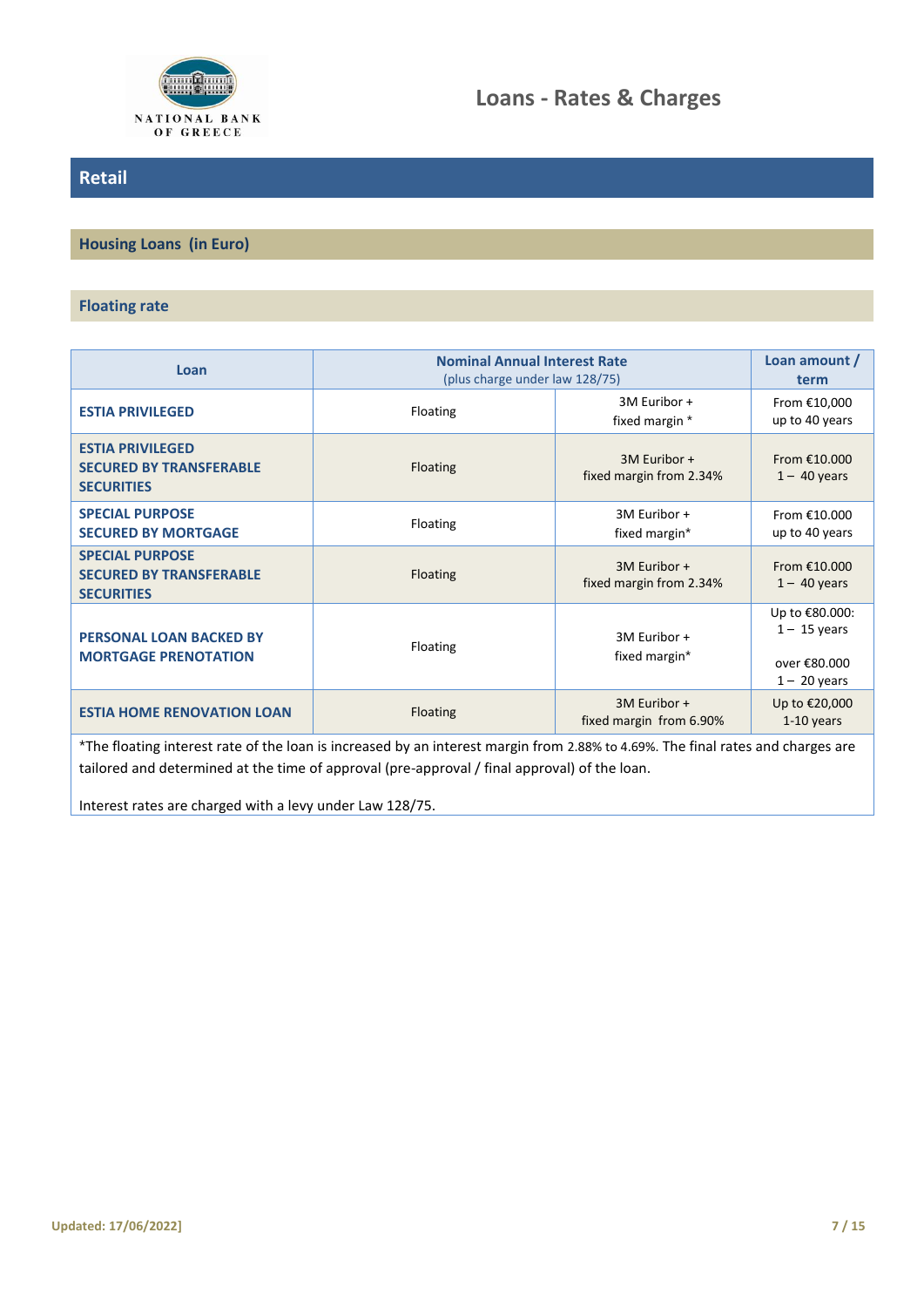# Loans - Rates & Charges

## Retail

### Housing Loans (in Euro)

#### Floating rate

| Loan | Nominal Annual Interest Rate (plus charge under law 128/75) | | Loan amount / term |
|---|---|---|---|
| **ESTIA PRIVILEGED** | Floating | 3M Euribor + fixed margin * | From €10,000 up to 40 years |
| **ESTIA PRIVILEGED SECURED BY TRANSFERABLE SECURITIES** | Floating | 3M Euribor + fixed margin from 2.34% | From €10.000 1 – 40 years |
| **SPECIAL PURPOSE SECURED BY MORTGAGE** | Floating | 3M Euribor + fixed margin* | From €10.000 up to 40 years |
| **SPECIAL PURPOSE SECURED BY TRANSFERABLE SECURITIES** | Floating | 3M Euribor + fixed margin from 2.34% | From €10.000 1 – 40 years |
| **PERSONAL LOAN BACKED BY MORTGAGE PRENOTATION** | Floating | 3M Euribor + fixed margin* | Up to €80.000: 1 – 15 years<br><br>over €80.000 1 – 20 years |
| **ESTIA HOME RENOVATION LOAN** | Floating | 3M Euribor + fixed margin from 6.90% | Up to €20,000 1-10 years |

*The floating interest rate of the loan is increased by an interest margin from 2.88% to 4.69%. The final rates and charges are tailored and determined at the time of approval (pre-approval / final approval) of the loan.

Interest rates are charged with a levy under Law 128/75.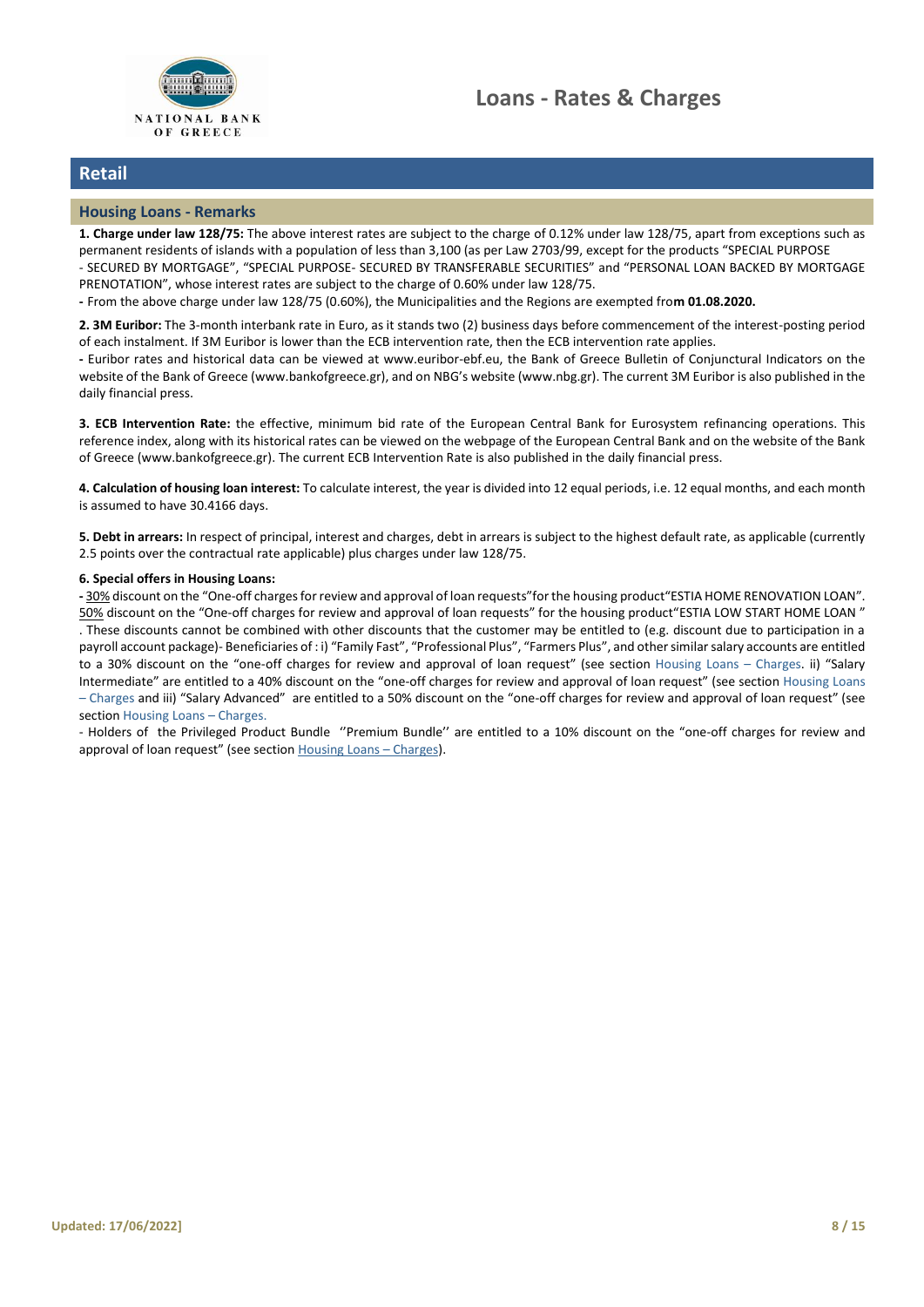# Loans - Rates & Charges

## Retail

### Housing Loans - Remarks

**1. Charge under law 128/75:** The above interest rates are subject to the charge of 0.12% under law 128/75, apart from exceptions such as permanent residents of islands with a population of less than 3,100 (as per Law 2703/99, except for the products "SPECIAL PURPOSE - SECURED BY MORTGAGE", "SPECIAL PURPOSE- SECURED BY TRANSFERABLE SECURITIES" and "PERSONAL LOAN BACKED BY MORTGAGE PRENOTATION", whose interest rates are subject to the charge of 0.60% under law 128/75.

**-** From the above charge under law 128/75 (0.60%), the Municipalities and the Regions are exempted fro**m 01.08.2020.**

**2. 3M Euribor:** The 3-month interbank rate in Euro, as it stands two (2) business days before commencement of the interest-posting period of each instalment. If 3M Euribor is lower than the ECB intervention rate, then the ECB intervention rate applies.

**-** Euribor rates and historical data can be viewed at www.euribor-ebf.eu, the Bank of Greece Bulletin of Conjunctural Indicators on the website of the Bank of Greece (www.bankofgreece.gr), and on NBG's website (www.nbg.gr). The current 3M Euribor is also published in the daily financial press.

**3. ECB Intervention Rate:** the effective, minimum bid rate of the European Central Bank for Eurosystem refinancing operations. This reference index, along with its historical rates can be viewed on the webpage of the European Central Bank and on the website of the Bank of Greece (www.bankofgreece.gr). The current ECB Intervention Rate is also published in the daily financial press.

**4. Calculation of housing loan interest:** To calculate interest, the year is divided into 12 equal periods, i.e. 12 equal months, and each month is assumed to have 30.4166 days.

**5. Debt in arrears:** In respect of principal, interest and charges, debt in arrears is subject to the highest default rate, as applicable (currently 2.5 points over the contractual rate applicable) plus charges under law 128/75.

**6. Special offers in Housing Loans:**

**-** 30% discount on the "One-off charges for review and approval of loan requests"for the housing product"ESTIA HOME RENOVATION LOAN". 50% discount on the "One-off charges for review and approval of loan requests" for the housing product"ESTIA LOW START HOME LOAN " . These discounts cannot be combined with other discounts that the customer may be entitled to (e.g. discount due to participation in a payroll account package)- Beneficiaries of : i) "Family Fast", "Professional Plus", "Farmers Plus", and other similar salary accounts are entitled to a 30% discount on the "one-off charges for review and approval of loan request" (see section Housing Loans – Charges. ii) "Salary Intermediate" are entitled to a 40% discount on the "one-off charges for review and approval of loan request" (see section Housing Loans – Charges and iii) "Salary Advanced" are entitled to a 50% discount on the "one-off charges for review and approval of loan request" (see section Housing Loans – Charges.

- Holders of the Privileged Product Bundle ''Premium Bundle'' are entitled to a 10% discount on the "one-off charges for review and approval of loan request" (see section Housing Loans – Charges).

Updated: 17/06/2022]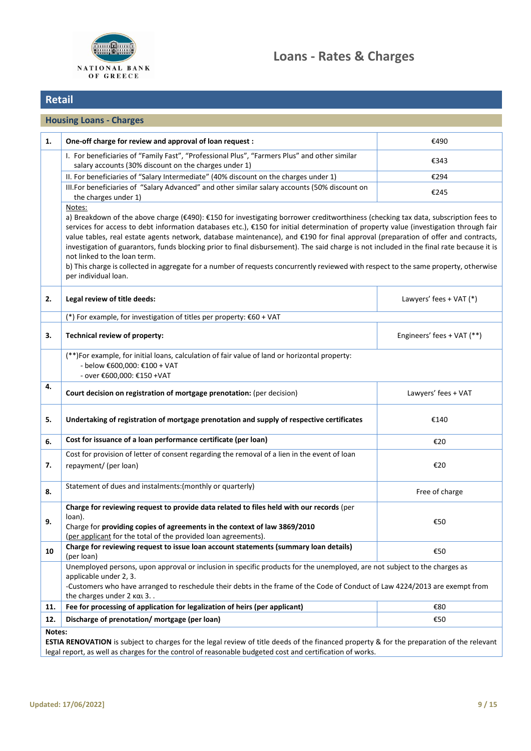# Loans - Rates & Charges

## Retail

### Housing Loans - Charges

| | | |
|---|---|---|
| **1.** | **One-off charge for review and approval of loan request :** | €490 |
| | I. For beneficiaries of "Family Fast", "Professional Plus", "Farmers Plus" and other similar salary accounts (30% discount on the charges under 1) | €343 |
| | II. For beneficiaries of "Salary Intermediate" (40% discount on the charges under 1) | €294 |
| | III.For beneficiaries of "Salary Advanced" and other similar salary accounts (50% discount on the charges under 1) | €245 |
| | Notes:<br>a) Breakdown of the above charge (€490): €150 for investigating borrower creditworthiness (checking tax data, subscription fees to services for access to debt information databases etc.), €150 for initial determination of property value (investigation through fair value tables, real estate agents network, database maintenance), and €190 for final approval (preparation of offer and contracts, investigation of guarantors, funds blocking prior to final disbursement). The said charge is not included in the final rate because it is not linked to the loan term.<br>b) This charge is collected in aggregate for a number of requests concurrently reviewed with respect to the same property, otherwise per individual loan. | |
| **2.** | **Legal review of title deeds:** | Lawyers' fees + VAT (*) |
| | (*) For example, for investigation of titles per property: €60 + VAT | |
| **3.** | **Technical review of property:** | Engineers' fees + VAT (**) |
| | (**)For example, for initial loans, calculation of fair value of land or horizontal property:<br>- below €600,000: €100 + VAT<br>- over €600,000: €150 +VAT | |
| **4.** | **Court decision on registration of mortgage prenotation:** (per decision) | Lawyers' fees + VAT |
| **5.** | **Undertaking of registration of mortgage prenotation and supply of respective certificates** | €140 |
| **6.** | **Cost for issuance of a loan performance certificate (per loan)** | €20 |
| **7.** | Cost for provision of letter of consent regarding the removal of a lien in the event of loan repayment/ (per loan) | €20 |
| **8.** | Statement of dues and instalments:(monthly or quarterly) | Free of charge |
| **9.** | **Charge for reviewing request to provide data related to files held with our records** (per loan).<br>Charge for **providing copies of agreements in the context of law 3869/2010** (per applicant for the total of the provided loan agreements). | €50 |
| **10** | **Charge for reviewing request to issue loan account statements (summary loan details)** (per loan) | €50 |
| | Unemployed persons, upon approval or inclusion in specific products for the unemployed, are not subject to the charges as applicable under 2, 3.<br>-Customers who have arranged to reschedule their debts in the frame of the Code of Conduct of Law 4224/2013 are exempt from the charges under 2 και 3. . | |
| **11.** | **Fee for processing of application for legalization of heirs (per applicant)** | €80 |
| **12.** | **Discharge of prenotation/ mortgage (per loan)** | €50 |

**Notes:**

**ESTIA RENOVATION** is subject to charges for the legal review of title deeds of the financed property & for the preparation of the relevant legal report, as well as charges for the control of reasonable budgeted cost and certification of works.

Updated: 17/06/2022]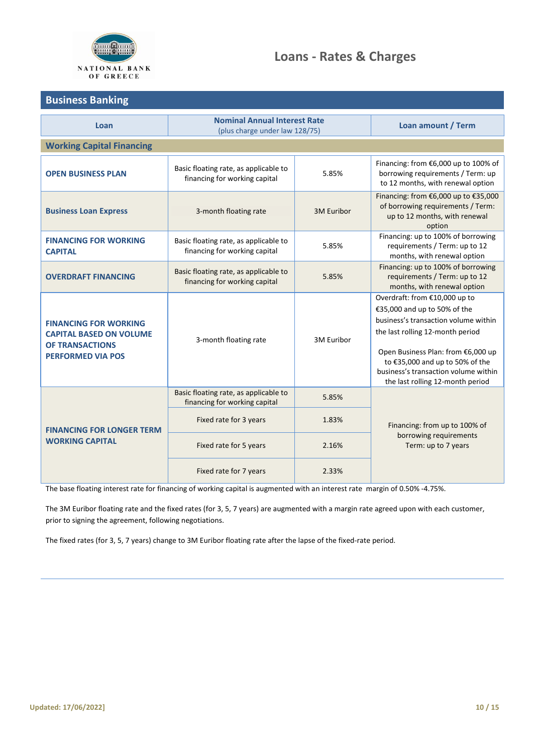# Loans - Rates & Charges

## Business Banking

| Loan | Nominal Annual Interest Rate (plus charge under law 128/75) | | Loan amount / Term |
|---|---|---|---|
| **Working Capital Financing** | | | |
| **OPEN BUSINESS PLAN** | Basic floating rate, as applicable to financing for working capital | 5.85% | Financing: from €6,000 up to 100% of borrowing requirements / Term: up to 12 months, with renewal option |
| **Business Loan Express** | 3-month floating rate | 3M Euribor | Financing: from €6,000 up to €35,000 of borrowing requirements / Term: up to 12 months, with renewal option |
| **FINANCING FOR WORKING CAPITAL** | Basic floating rate, as applicable to financing for working capital | 5.85% | Financing: up to 100% of borrowing requirements / Term: up to 12 months, with renewal option |
| **OVERDRAFT FINANCING** | Basic floating rate, as applicable to financing for working capital | 5.85% | Financing: up to 100% of borrowing requirements / Term: up to 12 months, with renewal option |
| **FINANCING FOR WORKING CAPITAL BASED ON VOLUME OF TRANSACTIONS PERFORMED VIA POS** | 3-month floating rate | 3M Euribor | Overdraft: from €10,000 up to €35,000 and up to 50% of the business's transaction volume within the last rolling 12-month period<br><br>Open Business Plan: from €6,000 up to €35,000 and up to 50% of the business's transaction volume within the last rolling 12-month period |
| **FINANCING FOR LONGER TERM WORKING CAPITAL** | Basic floating rate, as applicable to financing for working capital | 5.85% | Financing: from up to 100% of borrowing requirements Term: up to 7 years |
| | Fixed rate for 3 years | 1.83% | |
| | Fixed rate for 5 years | 2.16% | |
| | Fixed rate for 7 years | 2.33% | |

The base floating interest rate for financing of working capital is augmented with an interest rate margin of 0.50% -4.75%.

The 3M Euribor floating rate and the fixed rates (for 3, 5, 7 years) are augmented with a margin rate agreed upon with each customer, prior to signing the agreement, following negotiations.

The fixed rates (for 3, 5, 7 years) change to 3M Euribor floating rate after the lapse of the fixed-rate period.

Updated: 17/06/2022]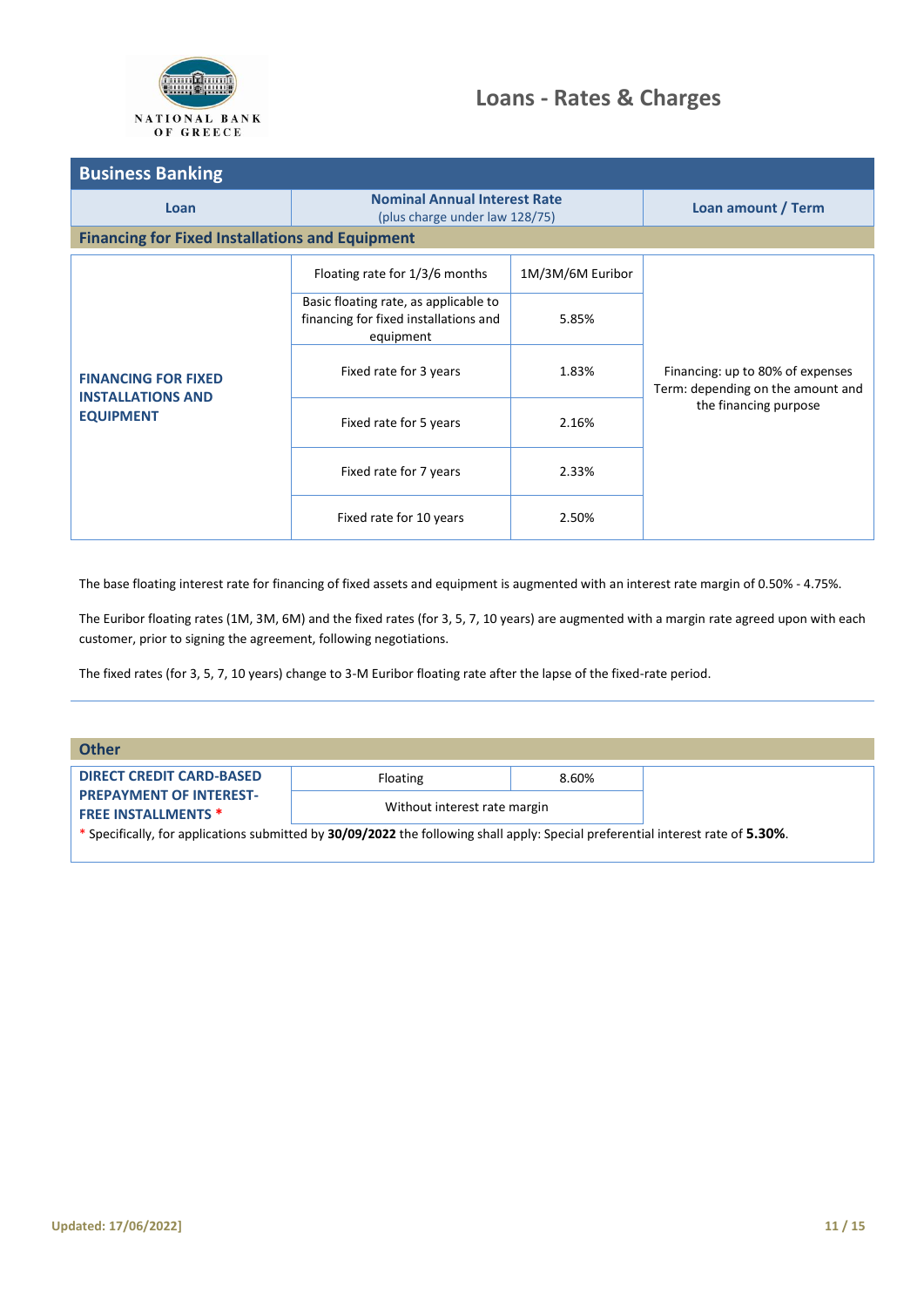# Loans - Rates & Charges

## Business Banking

| Loan | Nominal Annual Interest Rate (plus charge under law 128/75) | | Loan amount / Term |
|---|---|---|---|
| **Financing for Fixed Installations and Equipment** | | | |
| **FINANCING FOR FIXED INSTALLATIONS AND EQUIPMENT** | Floating rate for 1/3/6 months | 1M/3M/6M Euribor | Financing: up to 80% of expenses<br>Term: depending on the amount and the financing purpose |
| | Basic floating rate, as applicable to financing for fixed installations and equipment | 5.85% | |
| | Fixed rate for 3 years | 1.83% | |
| | Fixed rate for 5 years | 2.16% | |
| | Fixed rate for 7 years | 2.33% | |
| | Fixed rate for 10 years | 2.50% | |

The base floating interest rate for financing of fixed assets and equipment is augmented with an interest rate margin of 0.50% - 4.75%.

The Euribor floating rates (1M, 3M, 6M) and the fixed rates (for 3, 5, 7, 10 years) are augmented with a margin rate agreed upon with each customer, prior to signing the agreement, following negotiations.

The fixed rates (for 3, 5, 7, 10 years) change to 3-M Euribor floating rate after the lapse of the fixed-rate period.

## Other

| Loan | Rate | | |
|---|---|---|---|
| **DIRECT CREDIT CARD-BASED PREPAYMENT OF INTEREST-FREE INSTALLMENTS** * | Floating | 8.60% | |
| | Without interest rate margin | | |

* Specifically, for applications submitted by **30/09/2022** the following shall apply: Special preferential interest rate of **5.30%**.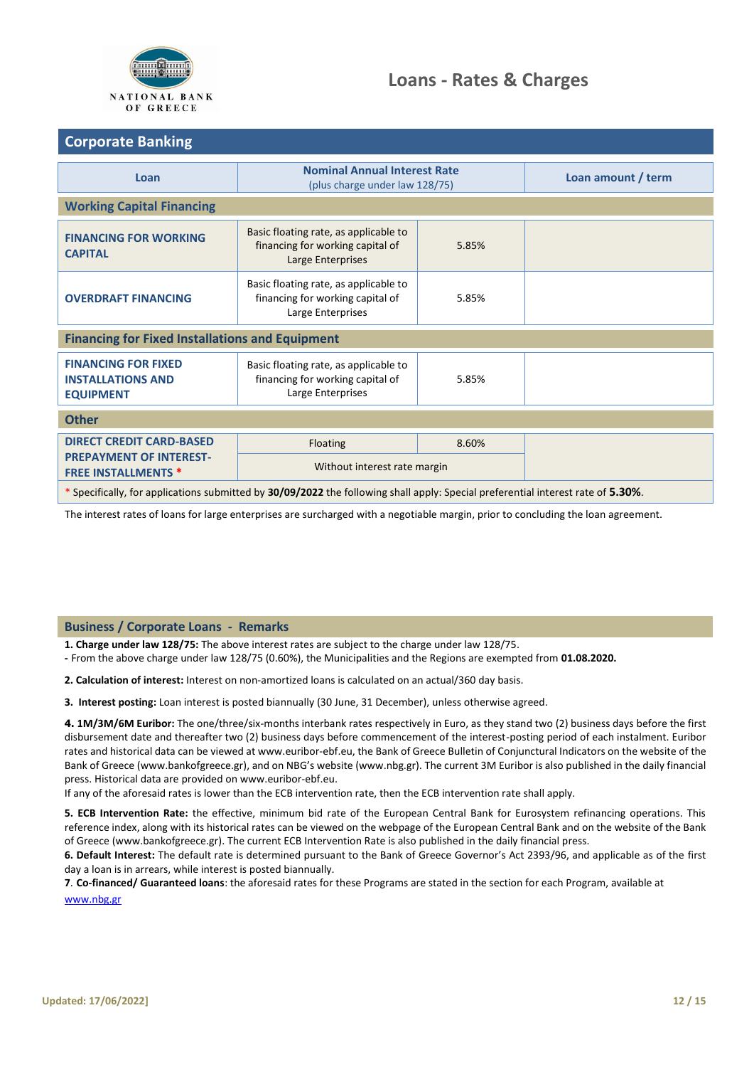# Loans - Rates & Charges

## Corporate Banking

| Loan | Nominal Annual Interest Rate (plus charge under law 128/75) | | Loan amount / term |
|---|---|---|---|
| **Working Capital Financing** | | | |
| **FINANCING FOR WORKING CAPITAL** | Basic floating rate, as applicable to financing for working capital of Large Enterprises | 5.85% | |
| **OVERDRAFT FINANCING** | Basic floating rate, as applicable to financing for working capital of Large Enterprises | 5.85% | |
| **Financing for Fixed Installations and Equipment** | | | |
| **FINANCING FOR FIXED INSTALLATIONS AND EQUIPMENT** | Basic floating rate, as applicable to financing for working capital of Large Enterprises | 5.85% | |
| **Other** | | | |
| **DIRECT CREDIT CARD-BASED PREPAYMENT OF INTEREST-FREE INSTALLMENTS** * | Floating | 8.60% | |
| | Without interest rate margin | | |

* Specifically, for applications submitted by **30/09/2022** the following shall apply: Special preferential interest rate of **5.30%**.

The interest rates of loans for large enterprises are surcharged with a negotiable margin, prior to concluding the loan agreement.

## Business / Corporate Loans - Remarks

**1. Charge under law 128/75:** The above interest rates are subject to the charge under law 128/75.
**-** From the above charge under law 128/75 (0.60%), the Municipalities and the Regions are exempted from **01.08.2020.**

**2. Calculation of interest:** Interest on non-amortized loans is calculated on an actual/360 day basis.

**3. Interest posting:** Loan interest is posted biannually (30 June, 31 December), unless otherwise agreed.

**4. 1M/3M/6M Euribor:** The one/three/six-months interbank rates respectively in Euro, as they stand two (2) business days before the first disbursement date and thereafter two (2) business days before commencement of the interest-posting period of each instalment. Euribor rates and historical data can be viewed at www.euribor-ebf.eu, the Bank of Greece Bulletin of Conjunctural Indicators on the website of the Bank of Greece (www.bankofgreece.gr), and on NBG's website (www.nbg.gr). The current 3M Euribor is also published in the daily financial press. Historical data are provided on www.euribor-ebf.eu.
If any of the aforesaid rates is lower than the ECB intervention rate, then the ECB intervention rate shall apply.

**5. ECB Intervention Rate:** the effective, minimum bid rate of the European Central Bank for Eurosystem refinancing operations. This reference index, along with its historical rates can be viewed on the webpage of the European Central Bank and on the website of the Bank of Greece (www.bankofgreece.gr). The current ECB Intervention Rate is also published in the daily financial press.

**6. Default Interest:** The default rate is determined pursuant to the Bank of Greece Governor's Act 2393/96, and applicable as of the first day a loan is in arrears, while interest is posted biannually.

**7. Co-financed/ Guaranteed loans**: the aforesaid rates for these Programs are stated in the section for each Program, available at www.nbg.gr

Updated: 17/06/2022]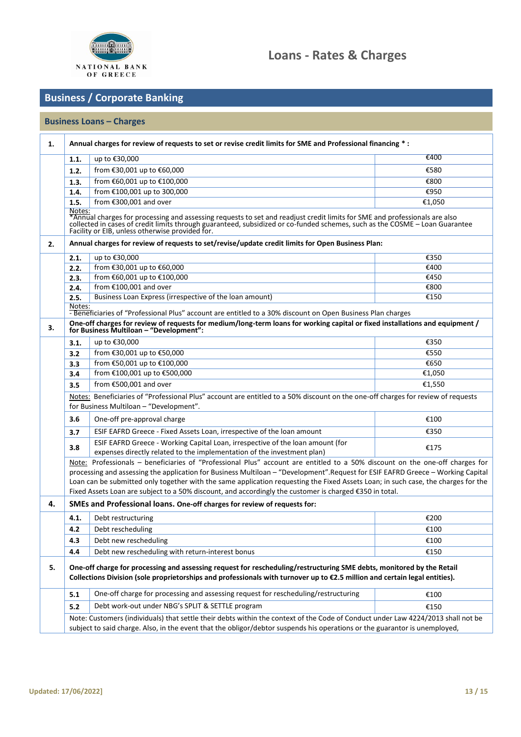# Loans - Rates & Charges

## Business / Corporate Banking

### Business Loans – Charges

| | | | |
|---|---|---|---|
| **1.** | **Annual charges for review of requests to set or revise credit limits for SME and Professional financing * :** | | |
| | **1.1.** | up to €30,000 | €400 |
| | **1.2.** | from €30,001 up to €60,000 | €580 |
| | **1.3.** | from €60,001 up to €100,000 | €800 |
| | **1.4.** | from €100,001 up to 300,000 | €950 |
| | **1.5.** | from €300,001 and over | €1,050 |
| | Notes: *Annual charges for processing and assessing requests to set and readjust credit limits for SME and professionals are also collected in cases of credit limits through guaranteed, subsidized or co-funded schemes, such as the COSME – Loan Guarantee Facility or EIB, unless otherwise provided for. | | |
| **2.** | **Annual charges for review of requests to set/revise/update credit limits for Open Business Plan:** | | |
| | **2.1.** | up to €30,000 | €350 |
| | **2.2.** | from €30,001 up to €60,000 | €400 |
| | **2.3.** | from €60,001 up to €100,000 | €450 |
| | **2.4.** | from €100,001 and over | €800 |
| | **2.5.** | Business Loan Express (irrespective of the loan amount) | €150 |
| | Notes: - Beneficiaries of "Professional Plus" account are entitled to a 30% discount on Open Business Plan charges | | |
| **3.** | **One-off charges for review of requests for medium/long-term loans for working capital or fixed installations and equipment / for Business Multiloan – "Development":** | | |
| | **3.1.** | up to €30,000 | €350 |
| | **3.2** | from €30,001 up to €50,000 | €550 |
| | **3.3** | from €50,001 up to €100,000 | €650 |
| | **3.4** | from €100,001 up to €500,000 | €1,050 |
| | **3.5** | from €500,001 and over | €1,550 |
| | Notes: Beneficiaries of "Professional Plus" account are entitled to a 50% discount on the one-off charges for review of requests for Business Multiloan – "Development". | | |
| | **3.6** | One-off pre-approval charge | €100 |
| | **3.7** | ESIF EAFRD Greece - Fixed Assets Loan, irrespective of the loan amount | €350 |
| | **3.8** | ESIF EAFRD Greece - Working Capital Loan, irrespective of the loan amount (for expenses directly related to the implementation of the investment plan) | €175 |
| | Note: Professionals – beneficiaries of "Professional Plus" account are entitled to a 50% discount on the one-off charges for processing and assessing the application for Business Multiloan – "Development".Request for ESIF EAFRD Greece – Working Capital Loan can be submitted only together with the same application requesting the Fixed Assets Loan; in such case, the charges for the Fixed Assets Loan are subject to a 50% discount, and accordingly the customer is charged €350 in total. | | |
| **4.** | **SMEs and Professional loans.** **One-off charges for review of requests for:** | | |
| | **4.1.** | Debt restructuring | €200 |
| | **4.2** | Debt rescheduling | €100 |
| | **4.3** | Debt new rescheduling | €100 |
| | **4.4** | Debt new rescheduling with return-interest bonus | €150 |
| **5.** | **One-off charge for processing and assessing request for rescheduling/restructuring SME debts, monitored by the Retail Collections Division (sole proprietorships and professionals with turnover up to €2.5 million and certain legal entities).** | | |
| | **5.1** | One-off charge for processing and assessing request for rescheduling/restructuring | €100 |
| | **5.2** | Debt work-out under NBG's SPLIT & SETTLE program | €150 |
| | Note: Customers (individuals) that settle their debts within the context of the Code of Conduct under Law 4224/2013 shall not be subject to said charge. Also, in the event that the obligor/debtor suspends his operations or the guarantor is unemployed, | | |

Updated: 17/06/2022]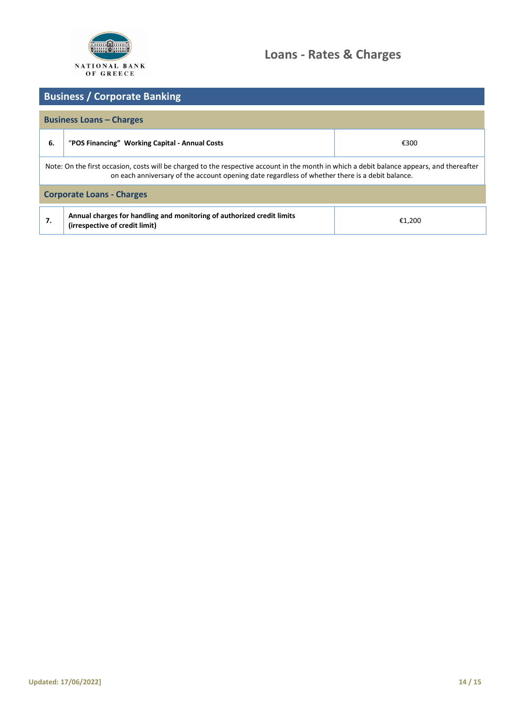## Business / Corporate Banking

### Business Loans – Charges

| | | |
|---|---|---|
| **6.** | “**POS Financing”  Working Capital - Annual Costs** | €300 |

Note: On the first occasion, costs will be charged to the respective account in the month in which a debit balance appears, and thereafter on each anniversary of the account opening date regardless of whether there is a debit balance.

### Corporate Loans - Charges

| | | |
|---|---|---|
| **7.** | **Annual charges for handling and monitoring of authorized credit limits (irrespective of credit limit)** | €1,200 |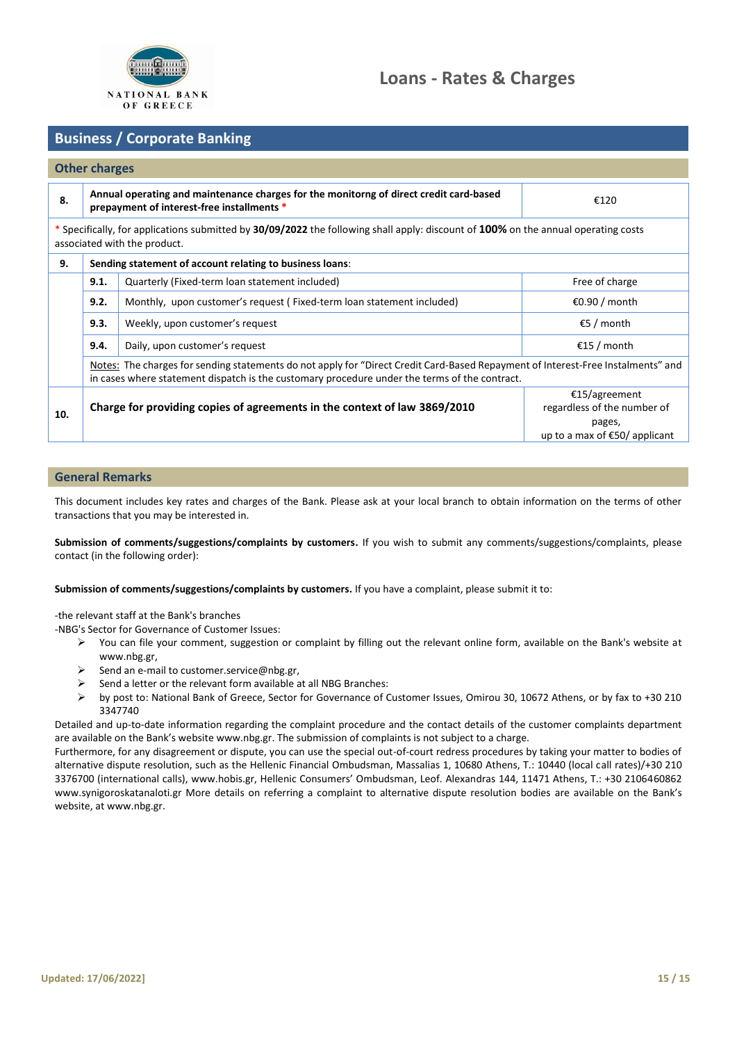# Loans - Rates & Charges

## Business / Corporate Banking

### Other charges

| | | | |
|---|---|---|---|
| **8.** | **Annual operating and maintenance charges for the monitorng of direct credit card-based prepayment of interest-free installments** * | | €120 |
| * Specifically, for applications submitted by **30/09/2022** the following shall apply: discount of **100%** on the annual operating costs associated with the product. | | | |
| **9.** | **Sending statement of account relating to business loans**: | | |
| | **9.1.** | Quarterly (Fixed-term loan statement included) | Free of charge |
| | **9.2.** | Monthly, upon customer's request ( Fixed-term loan statement included) | €0.90 / month |
| | **9.3.** | Weekly, upon customer's request | €5 / month |
| | **9.4.** | Daily, upon customer's request | €15 / month |
| | Notes: The charges for sending statements do not apply for "Direct Credit Card-Based Repayment of Interest-Free Instalments" and in cases where statement dispatch is the customary procedure under the terms of the contract. | | |
| **10.** | **Charge for providing copies of agreements in the context of law 3869/2010** | | €15/agreement regardless of the number of pages, up to a max of €50/ applicant |

### General Remarks

This document includes key rates and charges of the Bank. Please ask at your local branch to obtain information on the terms of other transactions that you may be interested in.

**Submission of comments/suggestions/complaints by customers.** If you wish to submit any comments/suggestions/complaints, please contact (in the following order):

**Submission of comments/suggestions/complaints by customers.** If you have a complaint, please submit it to:

-the relevant staff at the Bank's branches
-NBG's Sector for Governance of Customer Issues:

- You can file your comment, suggestion or complaint by filling out the relevant online form, available on the Bank's website at www.nbg.gr,
- Send an e-mail to customer.service@nbg.gr,
- Send a letter or the relevant form available at all NBG Branches:
- by post to: National Bank of Greece, Sector for Governance of Customer Issues, Omirou 30, 10672 Athens, or by fax to +30 210 3347740

Detailed and up-to-date information regarding the complaint procedure and the contact details of the customer complaints department are available on the Bank's website www.nbg.gr. The submission of complaints is not subject to a charge.
Furthermore, for any disagreement or dispute, you can use the special out-of-court redress procedures by taking your matter to bodies of alternative dispute resolution, such as the Hellenic Financial Ombudsman, Massalias 1, 10680 Athens, T.: 10440 (local call rates)/+30 210 3376700 (international calls), www.hobis.gr, Hellenic Consumers' Ombudsman, Leof. Alexandras 144, 11471 Athens, T.: +30 2106460862 www.synigoroskatanaloti.gr More details on referring a complaint to alternative dispute resolution bodies are available on the Bank's website, at www.nbg.gr.

Updated: 17/06/2022]